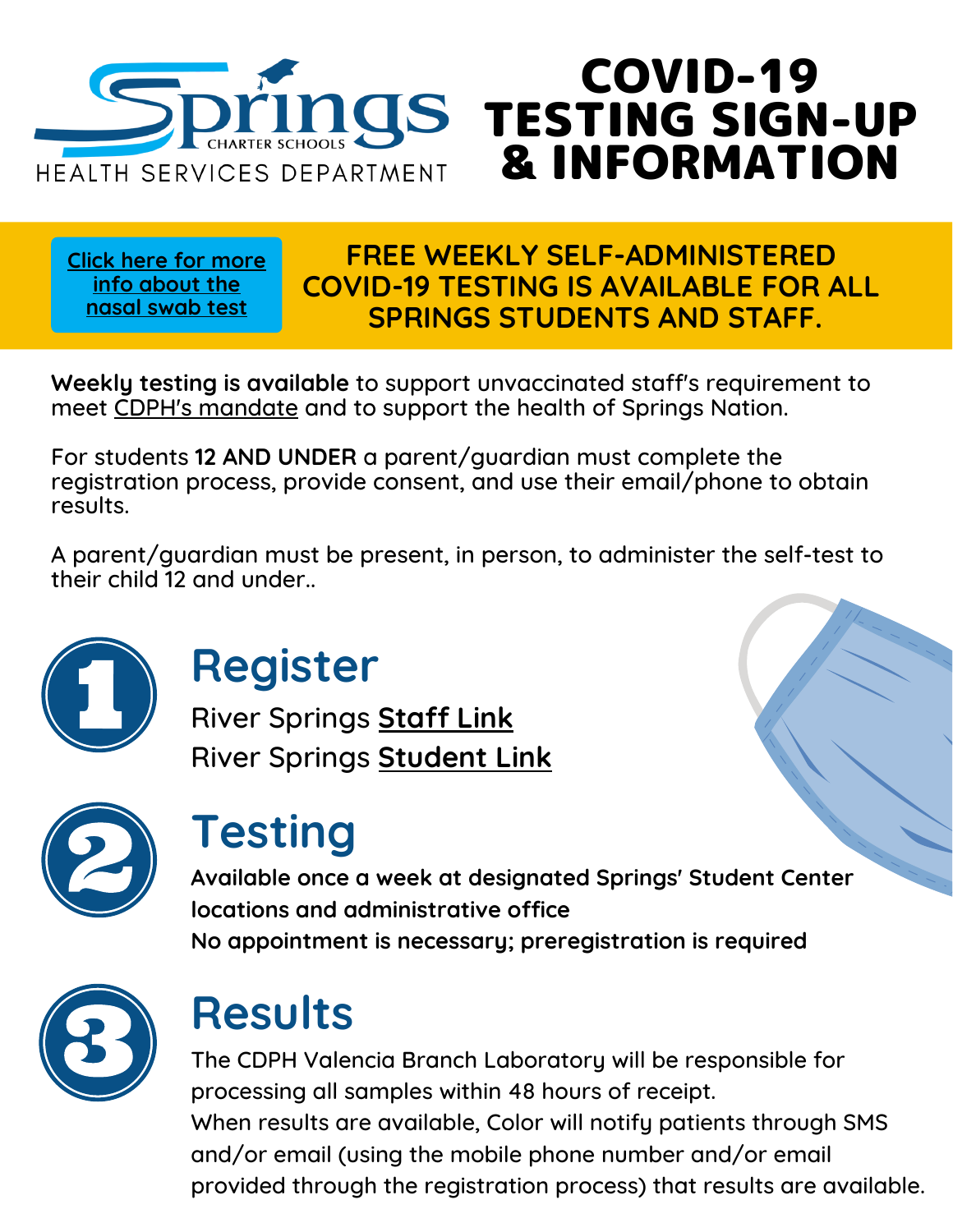Springs Charter Schools
HEALTH SERVICES DEPARTMENT

# COVID-19 TESTING SIGN-UP & INFORMATION

Click here for more info about the nasal swab test

**FREE WEEKLY SELF-ADMINISTERED COVID-19 TESTING IS AVAILABLE FOR ALL SPRINGS STUDENTS AND STAFF.**

**Weekly testing is available** to support unvaccinated staff's requirement to meet CDPH's mandate and to support the health of Springs Nation.

For students **12 AND UNDER** a parent/guardian must complete the registration process, provide consent, and use their email/phone to obtain results.

A parent/guardian must be present, in person, to administer the self-test to their child 12 and under..

## 1 Register

River Springs **Staff Link**

River Springs **Student Link**

## 2 Testing

**Available once a week at designated Springs' Student Center locations and administrative office**

**No appointment is necessary; preregistration is required**

## 3 Results

The CDPH Valencia Branch Laboratory will be responsible for processing all samples within 48 hours of receipt.

When results are available, Color will notify patients through SMS and/or email (using the mobile phone number and/or email provided through the registration process) that results are available.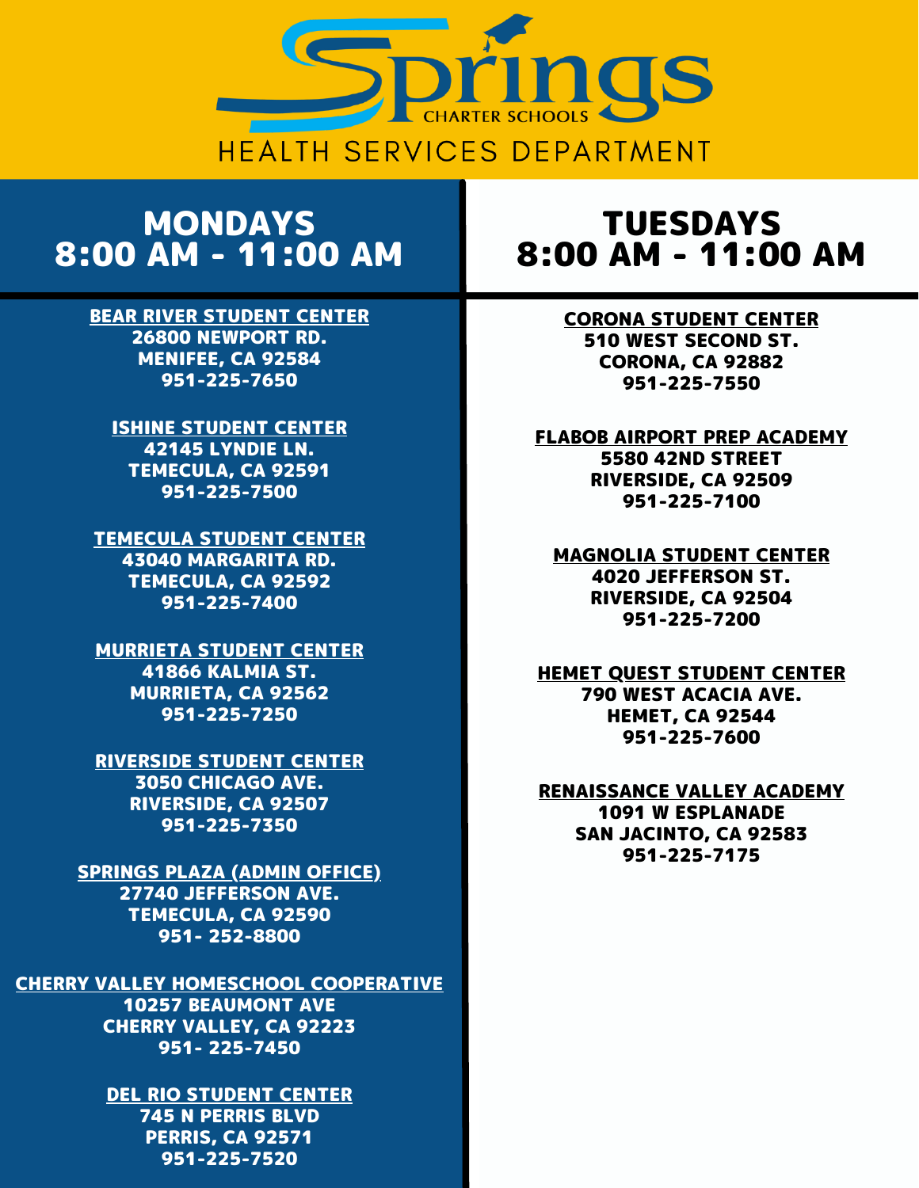Springs Charter Schools

HEALTH SERVICES DEPARTMENT

## MONDAYS 8:00 AM - 11:00 AM

**BEAR RIVER STUDENT CENTER**
26800 NEWPORT RD.
MENIFEE, CA 92584
951-225-7650

**ISHINE STUDENT CENTER**
42145 LYNDIE LN.
TEMECULA, CA 92591
951-225-7500

**TEMECULA STUDENT CENTER**
43040 MARGARITA RD.
TEMECULA, CA 92592
951-225-7400

**MURRIETA STUDENT CENTER**
41866 KALMIA ST.
MURRIETA, CA 92562
951-225-7250

**RIVERSIDE STUDENT CENTER**
3050 CHICAGO AVE.
RIVERSIDE, CA 92507
951-225-7350

**SPRINGS PLAZA (ADMIN OFFICE)**
27740 JEFFERSON AVE.
TEMECULA, CA 92590
951- 252-8800

**CHERRY VALLEY HOMESCHOOL COOPERATIVE**
10257 BEAUMONT AVE
CHERRY VALLEY, CA 92223
951- 225-7450

**DEL RIO STUDENT CENTER**
745 N PERRIS BLVD
PERRIS, CA 92571
951-225-7520

## TUESDAYS 8:00 AM - 11:00 AM

**CORONA STUDENT CENTER**
510 WEST SECOND ST.
CORONA, CA 92882
951-225-7550

**FLABOB AIRPORT PREP ACADEMY**
5580 42ND STREET
RIVERSIDE, CA 92509
951-225-7100

**MAGNOLIA STUDENT CENTER**
4020 JEFFERSON ST.
RIVERSIDE, CA 92504
951-225-7200

**HEMET QUEST STUDENT CENTER**
790 WEST ACACIA AVE.
HEMET, CA 92544
951-225-7600

**RENAISSANCE VALLEY ACADEMY**
1091 W ESPLANADE
SAN JACINTO, CA 92583
951-225-7175